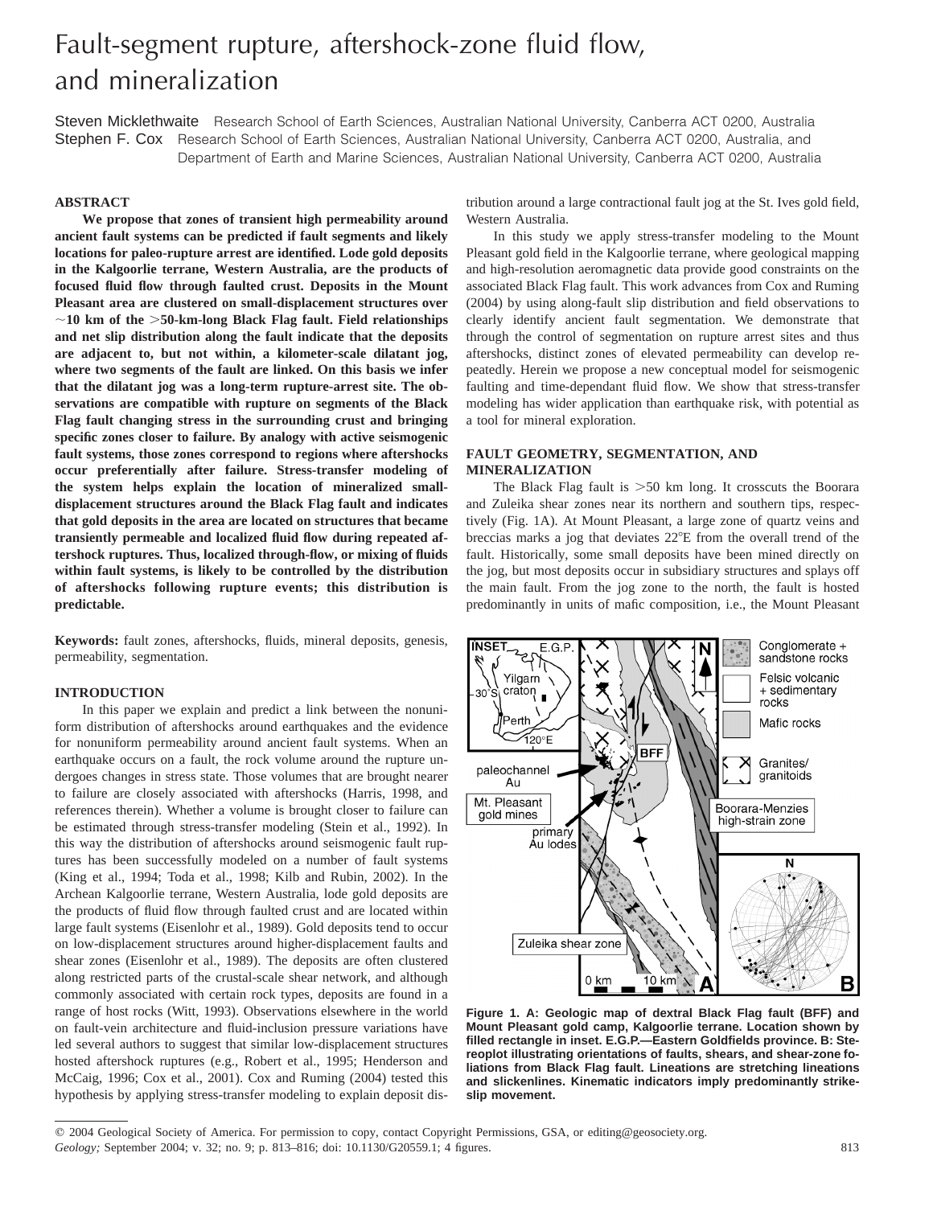# Fault-segment rupture, aftershock-zone fluid flow, and mineralization

**Steven Micklethwaite** Research School of Earth Sciences, Australian National University, Canberra ACT 0200, Australia
**Stephen F. Cox** Research School of Earth Sciences, Australian National University, Canberra ACT 0200, Australia, and Department of Earth and Marine Sciences, Australian National University, Canberra ACT 0200, Australia

## ABSTRACT

**We propose that zones of transient high permeability around ancient fault systems can be predicted if fault segments and likely locations for paleo-rupture arrest are identified. Lode gold deposits in the Kalgoorlie terrane, Western Australia, are the products of focused fluid flow through faulted crust. Deposits in the Mount Pleasant area are clustered on small-displacement structures over ~10 km of the >50-km-long Black Flag fault. Field relationships and net slip distribution along the fault indicate that the deposits are adjacent to, but not within, a kilometer-scale dilatant jog, where two segments of the fault are linked. On this basis we infer that the dilatant jog was a long-term rupture-arrest site. The observations are compatible with rupture on segments of the Black Flag fault changing stress in the surrounding crust and bringing specific zones closer to failure. By analogy with active seismogenic fault systems, those zones correspond to regions where aftershocks occur preferentially after failure. Stress-transfer modeling of the system helps explain the location of mineralized small-displacement structures around the Black Flag fault and indicates that gold deposits in the area are located on structures that became transiently permeable and localized fluid flow during repeated aftershock ruptures. Thus, localized through-flow, or mixing of fluids within fault systems, is likely to be controlled by the distribution of aftershocks following rupture events; this distribution is predictable.**

**Keywords:** fault zones, aftershocks, fluids, mineral deposits, genesis, permeability, segmentation.

## INTRODUCTION

In this paper we explain and predict a link between the nonuniform distribution of aftershocks around earthquakes and the evidence for nonuniform permeability around ancient fault systems. When an earthquake occurs on a fault, the rock volume around the rupture undergoes changes in stress state. Those volumes that are brought nearer to failure are closely associated with aftershocks (Harris, 1998, and references therein). Whether a volume is brought closer to failure can be estimated through stress-transfer modeling (Stein et al., 1992). In this way the distribution of aftershocks around seismogenic fault ruptures has been successfully modeled on a number of fault systems (King et al., 1994; Toda et al., 1998; Kilb and Rubin, 2002). In the Archean Kalgoorlie terrane, Western Australia, lode gold deposits are the products of fluid flow through faulted crust and are located within large fault systems (Eisenlohr et al., 1989). Gold deposits tend to occur on low-displacement structures around higher-displacement faults and shear zones (Eisenlohr et al., 1989). The deposits are often clustered along restricted parts of the crustal-scale shear network, and although commonly associated with certain rock types, deposits are found in a range of host rocks (Witt, 1993). Observations elsewhere in the world on fault-vein architecture and fluid-inclusion pressure variations have led several authors to suggest that similar low-displacement structures hosted aftershock ruptures (e.g., Robert et al., 1995; Henderson and McCaig, 1996; Cox et al., 2001). Cox and Ruming (2004) tested this hypothesis by applying stress-transfer modeling to explain deposit distribution around a large contractional fault jog at the St. Ives gold field, Western Australia.

In this study we apply stress-transfer modeling to the Mount Pleasant gold field in the Kalgoorlie terrane, where geological mapping and high-resolution aeromagnetic data provide good constraints on the associated Black Flag fault. This work advances from Cox and Ruming (2004) by using along-fault slip distribution and field observations to clearly identify ancient fault segmentation. We demonstrate that through the control of segmentation on rupture arrest sites and thus aftershocks, distinct zones of elevated permeability can develop repeatedly. Herein we propose a new conceptual model for seismogenic faulting and time-dependant fluid flow. We show that stress-transfer modeling has wider application than earthquake risk, with potential as a tool for mineral exploration.

## FAULT GEOMETRY, SEGMENTATION, AND MINERALIZATION

The Black Flag fault is >50 km long. It crosscuts the Boorara and Zuleika shear zones near its northern and southern tips, respectively (Fig. 1A). At Mount Pleasant, a large zone of quartz veins and breccias marks a jog that deviates 22°E from the overall trend of the fault. Historically, some small deposits have been mined directly on the jog, but most deposits occur in subsidiary structures and splays off the main fault. From the jog zone to the north, the fault is hosted predominantly in units of mafic composition, i.e., the Mount Pleasant

INSET
E.G.P.
Yilgarn craton
30°S
Perth
120°E
N
BFF
paleochannel Au
Mt. Pleasant gold mines
primary Au lodes
Zuleika shear zone
Boorara-Menzies high-strain zone
Conglomerate + sandstone rocks
Felsic volcanic + sedimentary rocks
Mafic rocks
Granites/ granitoids
0 km
10 km
A
B

**Figure 1. A: Geologic map of dextral Black Flag fault (BFF) and Mount Pleasant gold camp, Kalgoorlie terrane. Location shown by filled rectangle in inset. E.G.P.—Eastern Goldfields province. B: Stereoplot illustrating orientations of faults, shears, and shear-zone foliations from Black Flag fault. Lineations are stretching lineations and slickenlines. Kinematic indicators imply predominantly strike-slip movement.**

© 2004 Geological Society of America. For permission to copy, contact Copyright Permissions, GSA, or editing@geosociety.org.
*Geology;* September 2004; v. 32; no. 9; p. 813–816; doi: 10.1130/G20559.1; 4 figures.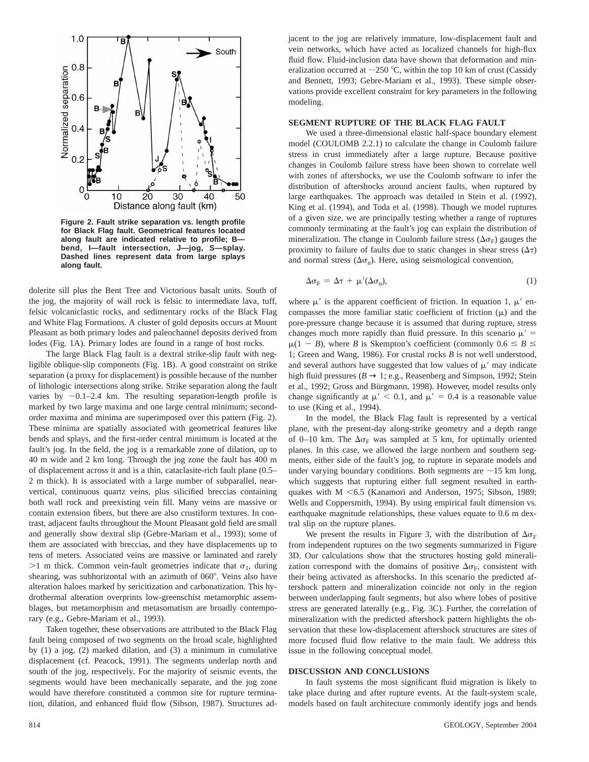Figure 2. Fault strike separation vs. length profile for Black Flag fault. Geometrical features located along fault are indicated relative to profile; B—bend, I—fault intersection, J—jog, S—splay. Dashed lines represent data from large splays along fault.

dolerite sill plus the Bent Tree and Victorious basalt units. South of the jog, the majority of wall rock is felsic to intermediate lava, tuff, felsic volcaniclastic rocks, and sedimentary rocks of the Black Flag and White Flag Formations. A cluster of gold deposits occurs at Mount Pleasant as both primary lodes and paleochannel deposits derived from lodes (Fig. 1A). Primary lodes are found in a range of host rocks.

The large Black Flag fault is a dextral strike-slip fault with negligible oblique-slip components (Fig. 1B). A good constraint on strike separation (a proxy for displacement) is possible because of the number of lithologic intersections along strike. Strike separation along the fault varies by ~0.1–2.4 km. The resulting separation-length profile is marked by two large maxima and one large central minimum; second-order maxima and minima are superimposed over this pattern (Fig. 2). These minima are spatially associated with geometrical features like bends and splays, and the first-order central minimum is located at the fault's jog. In the field, the jog is a remarkable zone of dilation, up to 40 m wide and 2 km long. Through the jog zone the fault has 400 m of displacement across it and is a thin, cataclasite-rich fault plane (0.5–2 m thick). It is associated with a large number of subparallel, near-vertical, continuous quartz veins, plus silicified breccias containing both wall rock and preexisting vein fill. Many veins are massive or contain extension fibers, but there are also crustiform textures. In contrast, adjacent faults throughout the Mount Pleasant gold field are small and generally show dextral slip (Gebre-Mariam et al., 1993); some of them are associated with breccias, and they have displacements up to tens of meters. Associated veins are massive or laminated and rarely >1 m thick. Common vein-fault geometries indicate that $\sigma_1$, during shearing, was subhorizontal with an azimuth of 060°. Veins also have alteration haloes marked by sericitization and carbonatization. This hydrothermal alteration overprints low-greenschist metamorphic assemblages, but metamorphism and metasomatism are broadly contemporary (e.g., Gebre-Mariam et al., 1993).

Taken together, these observations are attributed to the Black Flag fault being composed of two segments on the broad scale, highlighted by (1) a jog, (2) marked dilation, and (3) a minimum in cumulative displacement (cf. Peacock, 1991). The segments underlap north and south of the jog, respectively. For the majority of seismic events, the segments would have been mechanically separate, and the jog zone would have therefore constituted a common site for rupture termination, dilation, and enhanced fluid flow (Sibson, 1987). Structures adjacent to the jog are relatively immature, low-displacement fault and vein networks, which have acted as localized channels for high-flux fluid flow. Fluid-inclusion data have shown that deformation and mineralization occurred at ~250 °C, within the top 10 km of crust (Cassidy and Bennett, 1993; Gebre-Mariam et al., 1993). These simple observations provide excellent constraint for key parameters in the following modeling.

## SEGMENT RUPTURE OF THE BLACK FLAG FAULT

We used a three-dimensional elastic half-space boundary element model (COULOMB 2.2.1) to calculate the change in Coulomb failure stress in crust immediately after a large rupture. Because positive changes in Coulomb failure stress have been shown to correlate well with zones of aftershocks, we use the Coulomb software to infer the distribution of aftershocks around ancient faults, when ruptured by large earthquakes. The approach was detailed in Stein et al. (1992), King et al. (1994), and Toda et al. (1998). Though we model ruptures of a given size, we are principally testing whether a range of ruptures commonly terminating at the fault's jog can explain the distribution of mineralization. The change in Coulomb failure stress ($\Delta\sigma_F$) gauges the proximity to failure of faults due to static changes in shear stress ($\Delta\tau$) and normal stress ($\Delta\sigma_n$). Here, using seismological convention,

$$\Delta\sigma_F = \Delta\tau + \mu'(\Delta\sigma_n), \tag{1}$$

where $\mu'$ is the apparent coefficient of friction. In equation 1, $\mu'$ encompasses the more familiar static coefficient of friction ($\mu$) and the pore-pressure change because it is assumed that during rupture, stress changes much more rapidly than fluid pressure. In this scenario $\mu' = \mu(1 - B)$, where $B$ is Skempton's coefficient (commonly $0.6 \leq B \leq 1$; Green and Wang, 1986). For crustal rocks $B$ is not well understood, and several authors have suggested that low values of $\mu'$ may indicate high fluid pressures ($B \rightarrow 1$; e.g., Reasenberg and Simpson, 1992; Stein et al., 1992; Gross and Bürgmann, 1998). However, model results only change significantly at $\mu' < 0.1$, and $\mu' = 0.4$ is a reasonable value to use (King et al., 1994).

In the model, the Black Flag fault is represented by a vertical plane, with the present-day along-strike geometry and a depth range of 0–10 km. The $\Delta\sigma_F$ was sampled at 5 km, for optimally oriented planes. In this case, we allowed the large northern and southern segments, either side of the fault's jog, to rupture in separate models and under varying boundary conditions. Both segments are ~15 km long, which suggests that rupturing either full segment resulted in earthquakes with M <6.5 (Kanamori and Anderson, 1975; Sibson, 1989; Wells and Coppersmith, 1994). By using empirical fault dimension vs. earthquake magnitude relationships, these values equate to 0.6 m dextral slip on the rupture planes.

We present the results in Figure 3, with the distribution of $\Delta\sigma_F$ from independent ruptures on the two segments summarized in Figure 3D. Our calculations show that the structures hosting gold mineralization correspond with the domains of positive $\Delta\sigma_F$, consistent with their being activated as aftershocks. In this scenario the predicted aftershock pattern and mineralization coincide not only in the region between underlapping fault segments, but also where lobes of positive stress are generated laterally (e.g., Fig. 3C). Further, the correlation of mineralization with the predicted aftershock pattern highlights the observation that these low-displacement aftershock structures are sites of more focused fluid flow relative to the main fault. We address this issue in the following conceptual model.

## DISCUSSION AND CONCLUSIONS

In fault systems the most significant fluid migration is likely to take place during and after rupture events. At the fault-system scale, models based on fault architecture commonly identify jogs and bends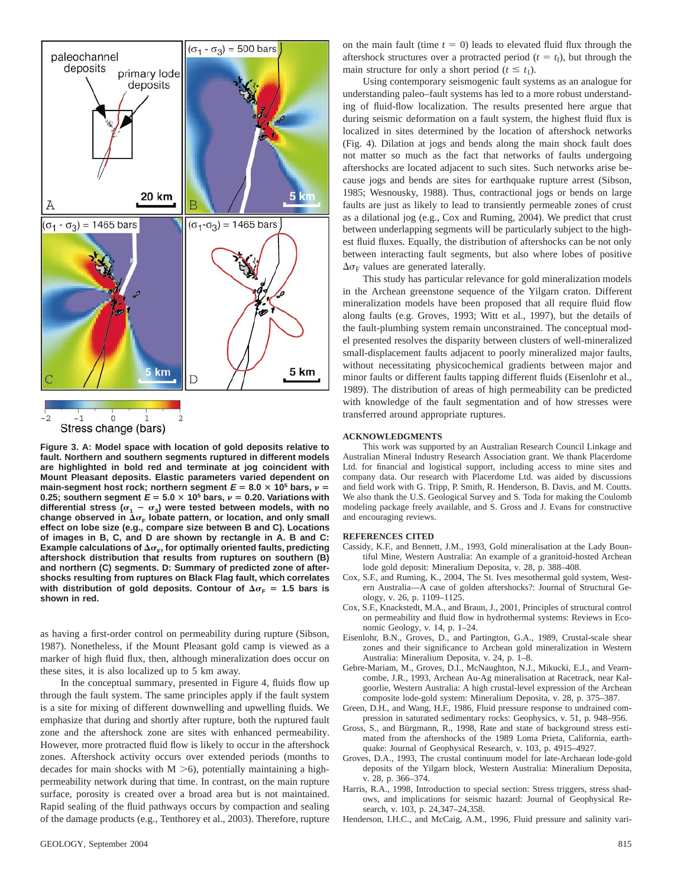paleochannel deposits

primary lode deposits

20 km

A

$(\sigma_1 - \sigma_3)$ = 500 bars

5 km

B

$(\sigma_1 - \sigma_3)$ = 1465 bars

5 km

C

$(\sigma_1 - \sigma_3)$ = 1465 bars

5 km

D

−2 −1 0 1 2

Stress change (bars)

**Figure 3. A: Model space with location of gold deposits relative to fault. Northern and southern segments ruptured in different models are highlighted in bold red and terminate at jog coincident with Mount Pleasant deposits. Elastic parameters varied dependent on main-segment host rock; northern segment $E = 8.0 \times 10^5$ bars, $\nu = 0.25$; southern segment $E = 5.0 \times 10^5$ bars, $\nu = 0.20$. Variations with differential stress $(\sigma_1 - \sigma_3)$ were tested between models, with no change observed in $\Delta\sigma_F$ lobate pattern, or location, and only small effect on lobe size (e.g., compare size between B and C). Locations of images in B, C, and D are shown by rectangle in A. B and C: Example calculations of $\Delta\sigma_F$, for optimally oriented faults, predicting aftershock distribution that results from ruptures on southern (B) and northern (C) segments. D: Summary of predicted zone of aftershocks resulting from ruptures on Black Flag fault, which correlates with distribution of gold deposits. Contour of $\Delta\sigma_F$ = 1.5 bars is shown in red.**

as having a first-order control on permeability during rupture (Sibson, 1987). Nonetheless, if the Mount Pleasant gold camp is viewed as a marker of high fluid flux, then, although mineralization does occur on these sites, it is also localized up to 5 km away.

In the conceptual summary, presented in Figure 4, fluids flow up through the fault system. The same principles apply if the fault system is a site for mixing of different downwelling and upwelling fluids. We emphasize that during and shortly after rupture, both the ruptured fault zone and the aftershock zone are sites with enhanced permeability. However, more protracted fluid flow is likely to occur in the aftershock zones. Aftershock activity occurs over extended periods (months to decades for main shocks with M >6), potentially maintaining a high-permeability network during that time. In contrast, on the main rupture surface, porosity is created over a broad area but is not maintained. Rapid sealing of the fluid pathways occurs by compaction and sealing of the damage products (e.g., Tenthorey et al., 2003). Therefore, rupture on the main fault (time $t = 0$) leads to elevated fluid flux through the aftershock structures over a protracted period ($t = t_f$), but through the main structure for only a short period ($t \leq t_1$).

Using contemporary seismogenic fault systems as an analogue for understanding paleo–fault systems has led to a more robust understanding of fluid-flow localization. The results presented here argue that during seismic deformation on a fault system, the highest fluid flux is localized in sites determined by the location of aftershock networks (Fig. 4). Dilation at jogs and bends along the main shock fault does not matter so much as the fact that networks of faults undergoing aftershocks are located adjacent to such sites. Such networks arise because jogs and bends are sites for earthquake rupture arrest (Sibson, 1985; Wesnousky, 1988). Thus, contractional jogs or bends on large faults are just as likely to lead to transiently permeable zones of crust as a dilational jog (e.g., Cox and Ruming, 2004). We predict that crust between underlapping segments will be particularly subject to the highest fluid fluxes. Equally, the distribution of aftershocks can be not only between interacting fault segments, but also where lobes of positive $\Delta\sigma_F$ values are generated laterally.

This study has particular relevance for gold mineralization models in the Archean greenstone sequence of the Yilgarn craton. Different mineralization models have been proposed that all require fluid flow along faults (e.g. Groves, 1993; Witt et al., 1997), but the details of the fault-plumbing system remain unconstrained. The conceptual model presented resolves the disparity between clusters of well-mineralized small-displacement faults adjacent to poorly mineralized major faults, without necessitating physicochemical gradients between major and minor faults or different faults tapping different fluids (Eisenlohr et al., 1989). The distribution of areas of high permeability can be predicted with knowledge of the fault segmentation and of how stresses were transferred around appropriate ruptures.

## ACKNOWLEDGMENTS

This work was supported by an Australian Research Council Linkage and Australian Mineral Industry Research Association grant. We thank Placerdome Ltd. for financial and logistical support, including access to mine sites and company data. Our research with Placerdome Ltd. was aided by discussions and field work with G. Tripp, P. Smith, R. Henderson, B. Davis, and M. Coutts. We also thank the U.S. Geological Survey and S. Toda for making the Coulomb modeling package freely available, and S. Gross and J. Evans for constructive and encouraging reviews.

## REFERENCES CITED

Cassidy, K.F., and Bennett, J.M., 1993, Gold mineralisation at the Lady Bountiful Mine, Western Australia: An example of a granitoid-hosted Archean lode gold deposit: Mineralium Deposita, v. 28, p. 388–408.

Cox, S.F., and Ruming, K., 2004, The St. Ives mesothermal gold system, Western Australia—A case of golden aftershocks?: Journal of Structural Geology, v. 26, p. 1109–1125.

Cox, S.F., Knackstedt, M.A., and Braun, J., 2001, Principles of structural control on permeability and fluid flow in hydrothermal systems: Reviews in Economic Geology, v. 14, p. 1–24.

Eisenlohr, B.N., Groves, D., and Partington, G.A., 1989, Crustal-scale shear zones and their significance to Archean gold mineralization in Western Australia: Mineralium Deposita, v. 24, p. 1–8.

Gebre-Mariam, M., Groves, D.I., McNaughton, N.J., Mikucki, E.J., and Vearncombe, J.R., 1993, Archean Au-Ag mineralisation at Racetrack, near Kalgoorlie, Western Australia: A high crustal-level expression of the Archean composite lode-gold system: Mineralium Deposita, v. 28, p. 375–387.

Green, D.H., and Wang, H.F., 1986, Fluid pressure response to undrained compression in saturated sedimentary rocks: Geophysics, v. 51, p. 948–956.

Gross, S., and Bürgmann, R., 1998, Rate and state of background stress estimated from the aftershocks of the 1989 Loma Prieta, California, earthquake: Journal of Geophysical Research, v. 103, p. 4915–4927.

Groves, D.A., 1993, The crustal continuum model for late-Archaean lode-gold deposits of the Yilgarn block, Western Australia: Mineralium Deposita, v. 28, p. 366–374.

Harris, R.A., 1998, Introduction to special section: Stress triggers, stress shadows, and implications for seismic hazard: Journal of Geophysical Research, v. 103, p. 24,347–24,358.

Henderson, I.H.C., and McCaig, A.M., 1996, Fluid pressure and salinity vari-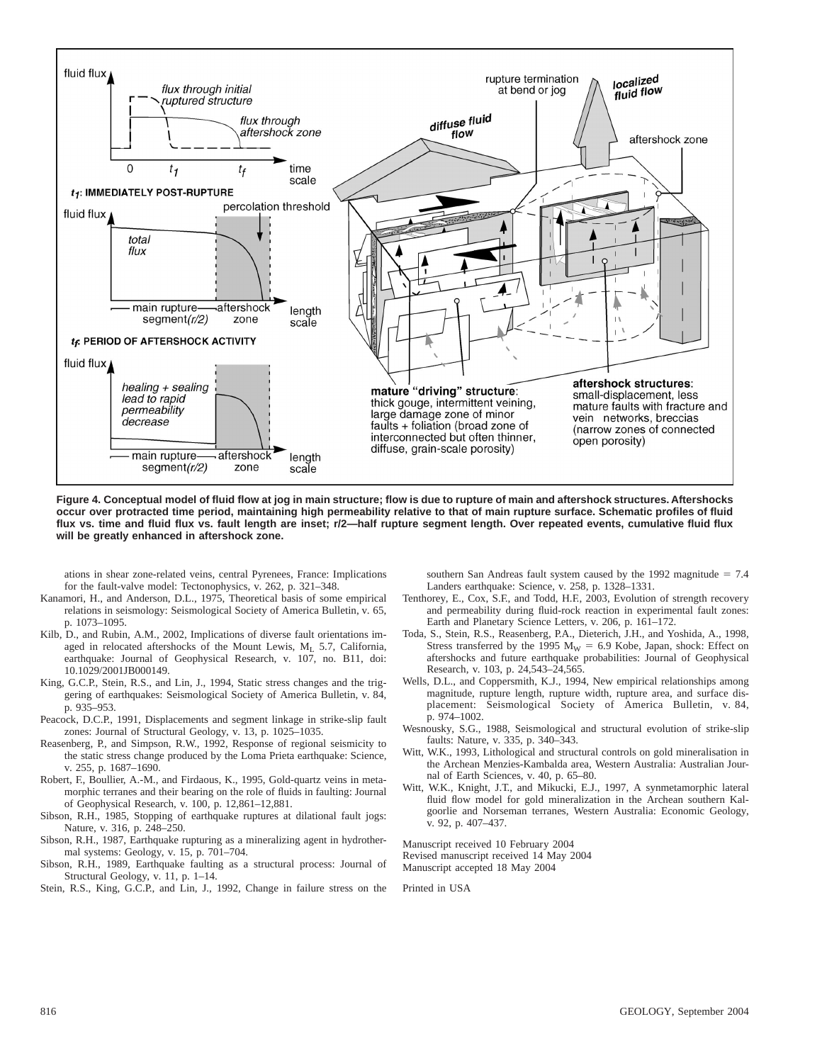fluid flux

flux through initial ruptured structure

flux through aftershock zone

0

$t_1$

$t_f$

time scale

$t_1$: IMMEDIATELY POST-RUPTURE

fluid flux

percolation threshold

total flux

main rupture segment(r/2)

aftershock zone

length scale

$t_f$: PERIOD OF AFTERSHOCK ACTIVITY

fluid flux

healing + sealing lead to rapid permeability decrease

main rupture segment(r/2)

aftershock zone

length scale

rupture termination at bend or jog

localized fluid flow

diffuse fluid flow

aftershock zone

**mature "driving" structure**: thick gouge, intermittent veining, large damage zone of minor faults + foliation (broad zone of interconnected but often thinner, diffuse, grain-scale porosity)

**aftershock structures**: small-displacement, less mature faults with fracture and vein networks, breccias (narrow zones of connected open porosity)

**Figure 4. Conceptual model of fluid flow at jog in main structure; flow is due to rupture of main and aftershock structures. Aftershocks occur over protracted time period, maintaining high permeability relative to that of main rupture surface. Schematic profiles of fluid flux vs. time and fluid flux vs. fault length are inset; r/2—half rupture segment length. Over repeated events, cumulative fluid flux will be greatly enhanced in aftershock zone.**

ations in shear zone-related veins, central Pyrenees, France: Implications for the fault-valve model: Tectonophysics, v. 262, p. 321–348.

Kanamori, H., and Anderson, D.L., 1975, Theoretical basis of some empirical relations in seismology: Seismological Society of America Bulletin, v. 65, p. 1073–1095.

Kilb, D., and Rubin, A.M., 2002, Implications of diverse fault orientations imaged in relocated aftershocks of the Mount Lewis, $M_L$ 5.7, California, earthquake: Journal of Geophysical Research, v. 107, no. B11, doi: 10.1029/2001JB000149.

King, G.C.P., Stein, R.S., and Lin, J., 1994, Static stress changes and the triggering of earthquakes: Seismological Society of America Bulletin, v. 84, p. 935–953.

Peacock, D.C.P., 1991, Displacements and segment linkage in strike-slip fault zones: Journal of Structural Geology, v. 13, p. 1025–1035.

Reasenberg, P., and Simpson, R.W., 1992, Response of regional seismicity to the static stress change produced by the Loma Prieta earthquake: Science, v. 255, p. 1687–1690.

Robert, F., Boullier, A.-M., and Firdaous, K., 1995, Gold-quartz veins in metamorphic terranes and their bearing on the role of fluids in faulting: Journal of Geophysical Research, v. 100, p. 12,861–12,881.

Sibson, R.H., 1985, Stopping of earthquake ruptures at dilational fault jogs: Nature, v. 316, p. 248–250.

Sibson, R.H., 1987, Earthquake rupturing as a mineralizing agent in hydrothermal systems: Geology, v. 15, p. 701–704.

Sibson, R.H., 1989, Earthquake faulting as a structural process: Journal of Structural Geology, v. 11, p. 1–14.

Stein, R.S., King, G.C.P., and Lin, J., 1992, Change in failure stress on the southern San Andreas fault system caused by the 1992 magnitude = 7.4 Landers earthquake: Science, v. 258, p. 1328–1331.

Tenthorey, E., Cox, S.F., and Todd, H.F., 2003, Evolution of strength recovery and permeability during fluid-rock reaction in experimental fault zones: Earth and Planetary Science Letters, v. 206, p. 161–172.

Toda, S., Stein, R.S., Reasenberg, P.A., Dieterich, J.H., and Yoshida, A., 1998, Stress transferred by the 1995 $M_W$ = 6.9 Kobe, Japan, shock: Effect on aftershocks and future earthquake probabilities: Journal of Geophysical Research, v. 103, p. 24,543–24,565.

Wells, D.L., and Coppersmith, K.J., 1994, New empirical relationships among magnitude, rupture length, rupture width, rupture area, and surface displacement: Seismological Society of America Bulletin, v. 84, p. 974–1002.

Wesnousky, S.G., 1988, Seismological and structural evolution of strike-slip faults: Nature, v. 335, p. 340–343.

Witt, W.K., 1993, Lithological and structural controls on gold mineralisation in the Archean Menzies-Kambalda area, Western Australia: Australian Journal of Earth Sciences, v. 40, p. 65–80.

Witt, W.K., Knight, J.T., and Mikucki, E.J., 1997, A synmetamorphic lateral fluid flow model for gold mineralization in the Archean southern Kalgoorlie and Norseman terranes, Western Australia: Economic Geology, v. 92, p. 407–437.

Manuscript received 10 February 2004
Revised manuscript received 14 May 2004
Manuscript accepted 18 May 2004

Printed in USA